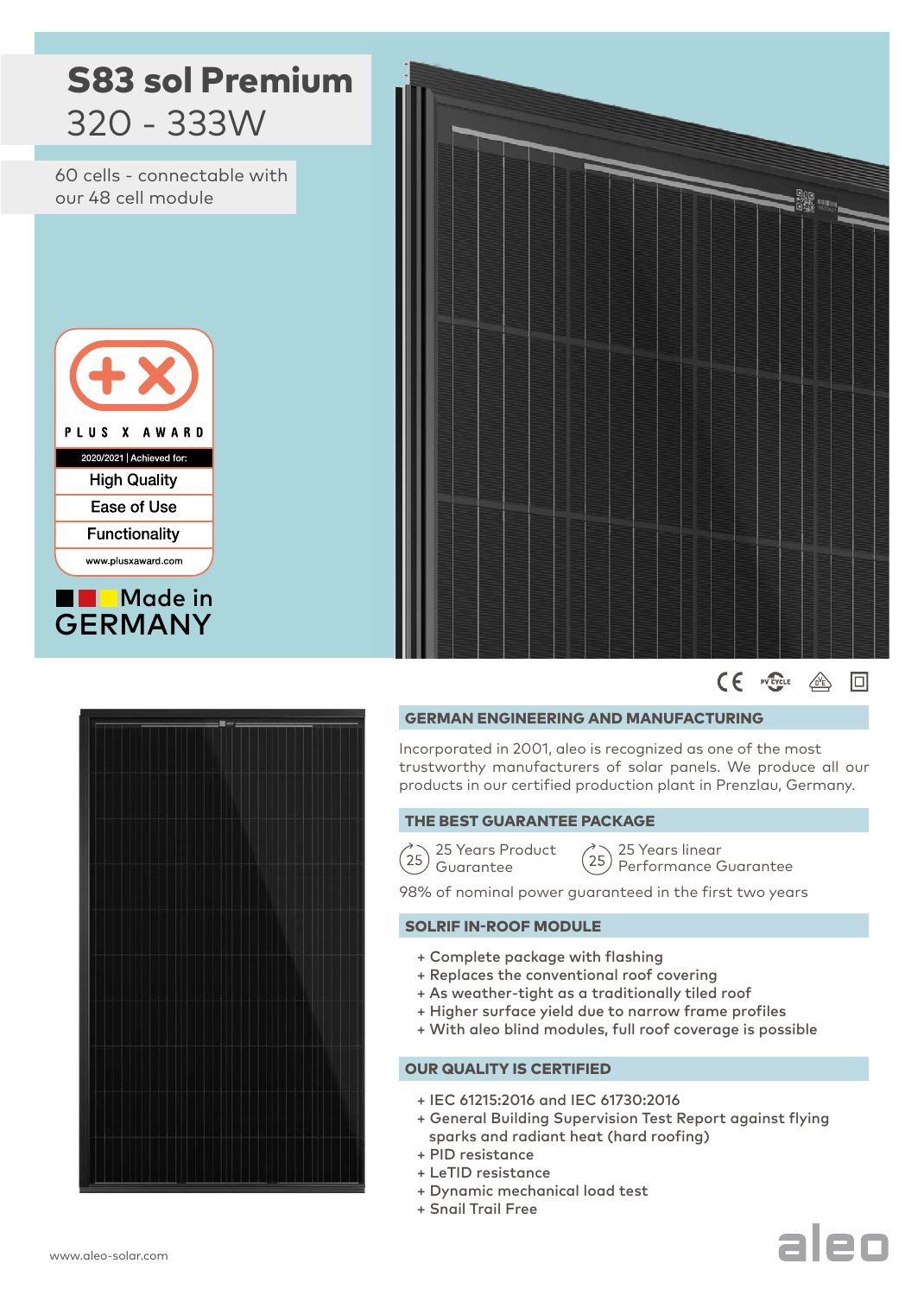# S83 sol Premium
## 320 - 333W

60 cells - connectable with our 48 cell module

PLUS X AWARD
2020/2021 | Achieved for:
High Quality
Ease of Use
Functionality
www.plusxaward.com

Made in GERMANY

## GERMAN ENGINEERING AND MANUFACTURING

Incorporated in 2001, aleo is recognized as one of the most trustworthy manufacturers of solar panels. We produce all our products in our certified production plant in Prenzlau, Germany.

## THE BEST GUARANTEE PACKAGE

25 Years Product Guarantee

25 Years linear Performance Guarantee

98% of nominal power guaranteed in the first two years

## SOLRIF IN-ROOF MODULE

+ Complete package with flashing
+ Replaces the conventional roof covering
+ As weather-tight as a traditionally tiled roof
+ Higher surface yield due to narrow frame profiles
+ With aleo blind modules, full roof coverage is possible

## OUR QUALITY IS CERTIFIED

+ IEC 61215:2016 and IEC 61730:2016
+ General Building Supervision Test Report against flying sparks and radiant heat (hard roofing)
+ PID resistance
+ LeTID resistance
+ Dynamic mechanical load test
+ Snail Trail Free

www.aleo-solar.com

aleo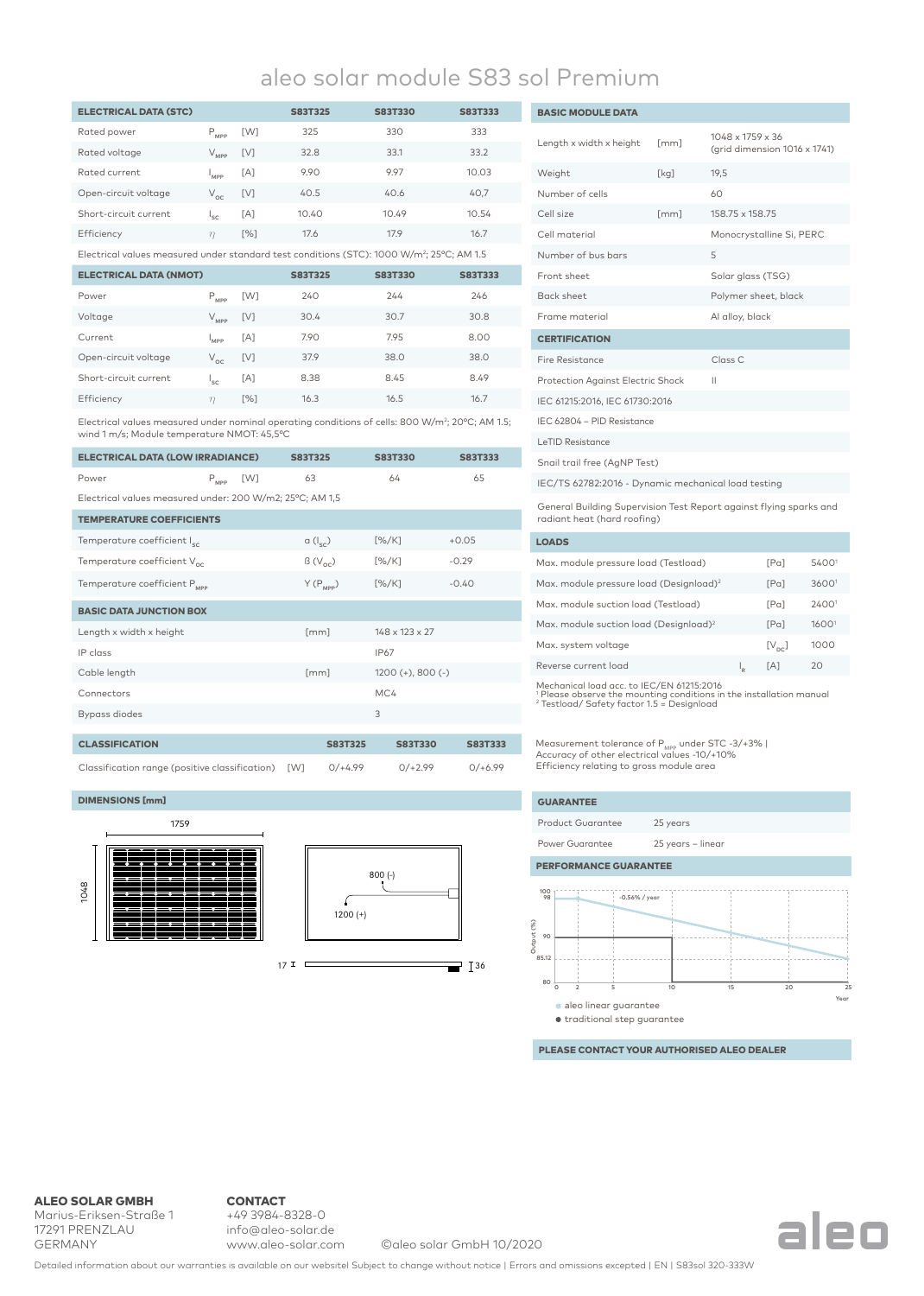# aleo solar module S83 sol Premium

| ELECTRICAL DATA (STC) | | | S83T325 | S83T330 | S83T333 |
|---|---|---|---|---|---|
| Rated power | $P_{MPP}$ | [W] | 325 | 330 | 333 |
| Rated voltage | $V_{MPP}$ | [V] | 32.8 | 33.1 | 33.2 |
| Rated current | $I_{MPP}$ | [A] | 9.90 | 9.97 | 10.03 |
| Open-circuit voltage | $V_{OC}$ | [V] | 40.5 | 40.6 | 40,7 |
| Short-circuit current | $I_{SC}$ | [A] | 10.40 | 10.49 | 10.54 |
| Efficiency | $\eta$ | [%] | 17.6 | 17.9 | 16.7 |

Electrical values measured under standard test conditions (STC): 1000 W/m²; 25°C; AM 1.5

| ELECTRICAL DATA (NMOT) | | | S83T325 | S83T330 | S83T333 |
|---|---|---|---|---|---|
| Power | $P_{MPP}$ | [W] | 240 | 244 | 246 |
| Voltage | $V_{MPP}$ | [V] | 30.4 | 30.7 | 30.8 |
| Current | $I_{MPP}$ | [A] | 7.90 | 7.95 | 8.00 |
| Open-circuit voltage | $V_{OC}$ | [V] | 37.9 | 38.0 | 38.0 |
| Short-circuit current | $I_{SC}$ | [A] | 8.38 | 8.45 | 8.49 |
| Efficiency | $\eta$ | [%] | 16.3 | 16.5 | 16.7 |

Electrical values measured under nominal operating conditions of cells: 800 W/m²; 20°C; AM 1.5; wind 1 m/s; Module temperature NMOT: 45,5°C

| ELECTRICAL DATA (LOW IRRADIANCE) | | | S83T325 | S83T330 | S83T333 |
|---|---|---|---|---|---|
| Power | $P_{MPP}$ | [W] | 63 | 64 | 65 |

Electrical values measured under: 200 W/m2; 25°C; AM 1,5

| TEMPERATURE COEFFICIENTS | | | |
|---|---|---|---|
| Temperature coefficient $I_{SC}$ | α ($I_{SC}$) | [%/K] | +0.05 |
| Temperature coefficient $V_{OC}$ | β ($V_{OC}$) | [%/K] | -0.29 |
| Temperature coefficient $P_{MPP}$ | γ ($P_{MPP}$) | [%/K] | -0.40 |

| BASIC DATA JUNCTION BOX | | |
|---|---|---|
| Length x width x height | [mm] | 148 x 123 x 27 |
| IP class | | IP67 |
| Cable length | [mm] | 1200 (+), 800 (-) |
| Connectors | | MC4 |
| Bypass diodes | | 3 |

| CLASSIFICATION | | S83T325 | S83T330 | S83T333 |
|---|---|---|---|---|
| Classification range (positive classification) | [W] | 0/+4.99 | 0/+2.99 | 0/+6.99 |

## DIMENSIONS [mm]

1759

1048

800 (-)

1200 (+)

17

36

| BASIC MODULE DATA | | |
|---|---|---|
| Length x width x height | [mm] | 1048 x 1759 x 36 (grid dimension 1016 x 1741) |
| Weight | [kg] | 19,5 |
| Number of cells | | 60 |
| Cell size | [mm] | 158.75 x 158.75 |
| Cell material | | Monocrystalline Si, PERC |
| Number of bus bars | | 5 |
| Front sheet | | Solar glass (TSG) |
| Back sheet | | Polymer sheet, black |
| Frame material | | Al alloy, black |

| CERTIFICATION | |
|---|---|
| Fire Resistance | Class C |
| Protection Against Electric Shock | II |
| IEC 61215:2016, IEC 61730:2016 | |
| IEC 62804 – PID Resistance | |
| LeTID Resistance | |
| Snail trail free (AgNP Test) | |
| IEC/TS 62782:2016 - Dynamic mechanical load testing | |
| General Building Supervision Test Report against flying sparks and radiant heat (hard roofing) | |

| LOADS | | | |
|---|---|---|---|
| Max. module pressure load (Testload) | | [Pa] | 5400[1] |
| Max. module pressure load (Designload)[2] | | [Pa] | 3600[1] |
| Max. module suction load (Testload) | | [Pa] | 2400[1] |
| Max. module suction load (Designload)[2] | | [Pa] | 1600[1] |
| Max. system voltage | | [$V_{DC}$] | 1000 |
| Reverse current load | $I_R$ | [A] | 20 |

Mechanical load acc. to IEC/EN 61215:2016
[1] Please observe the mounting conditions in the installation manual
[2] Testload/ Safety factor 1.5 = Designload

Measurement tolerance of $P_{MPP}$ under STC -3/+3% | Accuracy of other electrical values -10/+10%
Efficiency relating to gross module area

| GUARANTEE | |
|---|---|
| Product Guarantee | 25 years |
| Power Guarantee | 25 years – linear |

## PERFORMANCE GUARANTEE

Output (%)
100
98
90
85.12
80
-0.56% / year
0
2
5
10
15
20
25
Year

● aleo linear guarantee
● traditional step guarantee

**PLEASE CONTACT YOUR AUTHORISED ALEO DEALER**

**ALEO SOLAR GMBH**
Marius-Eriksen-Straße 1
17291 PRENZLAU
GERMANY

**CONTACT**
+49 3984-8328-0
info@aleo-solar.de
www.aleo-solar.com

©aleo solar GmbH 10/2020

aleo

Detailed information about our warranties is available on our website! Subject to change without notice | Errors and omissions excepted | EN | S83sol 320-333W